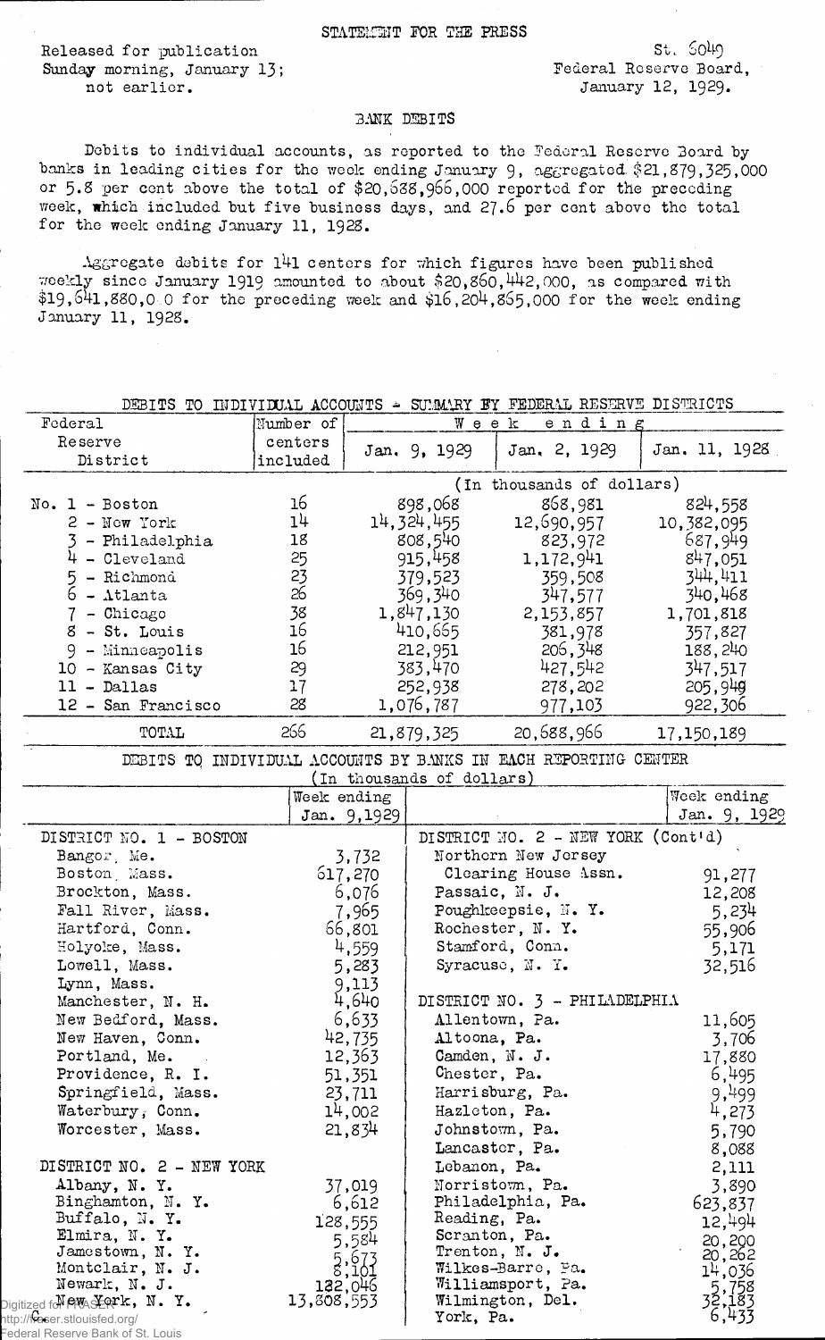STATEMENT FOR THE PRESS

Released for publication
Sunday morning, January 13;
not earlier.

St. 6049
Federal Reserve Board,
January 12, 1929.

## BANK DEBITS

Debits to individual accounts, as reported to the Federal Reserve Board by banks in leading cities for the week ending January 9, aggregated $21,879,325,000 or 5.8 per cent above the total of $20,688,966,000 reported for the preceding week, which included but five business days, and 27.6 per cent above the total for the week ending January 11, 1928.

Aggregate debits for 141 centers for which figures have been published weekly since January 1919 amounted to about $20,860,442,000, as compared with $19,641,880,000 for the preceding week and $16,204,865,000 for the week ending January 11, 1928.

### DEBITS TO INDIVIDUAL ACCOUNTS - SUMMARY BY FEDERAL RESERVE DISTRICTS

| Federal Reserve District | Number of centers included | Week ending Jan. 9, 1929 | Week ending Jan. 2, 1929 | Week ending Jan. 11, 1928 |
|---|---|---|---|---|
| | | (In thousands of dollars) | | |
| No. 1 - Boston | 16 | 898,068 | 868,981 | 824,558 |
| 2 - New York | 14 | 14,324,455 | 12,690,957 | 10,382,095 |
| 3 - Philadelphia | 18 | 808,540 | 823,972 | 687,949 |
| 4 - Cleveland | 25 | 915,458 | 1,172,941 | 847,051 |
| 5 - Richmond | 23 | 379,523 | 359,508 | 344,411 |
| 6 - Atlanta | 26 | 369,340 | 347,577 | 340,468 |
| 7 - Chicago | 38 | 1,847,130 | 2,153,857 | 1,701,818 |
| 8 - St. Louis | 16 | 410,665 | 381,978 | 357,827 |
| 9 - Minneapolis | 16 | 212,951 | 206,348 | 188,240 |
| 10 - Kansas City | 29 | 383,470 | 427,542 | 347,517 |
| 11 - Dallas | 17 | 252,938 | 278,202 | 205,949 |
| 12 - San Francisco | 28 | 1,076,787 | 977,103 | 922,306 |
| TOTAL | 266 | 21,879,325 | 20,688,966 | 17,150,189 |

### DEBITS TO INDIVIDUAL ACCOUNTS BY BANKS IN EACH REPORTING CENTER

(In thousands of dollars)

| | Week ending Jan. 9, 1929 | | Week ending Jan. 9, 1929 |
|---|---|---|---|
| DISTRICT NO. 1 - BOSTON | | DISTRICT NO. 2 - NEW YORK (Cont'd) | |
| Bangor, Me. | 3,732 | Northern New Jersey Clearing House Assn. | 91,277 |
| Boston, Mass. | 617,270 | Passaic, N. J. | 12,208 |
| Brockton, Mass. | 6,076 | Poughkeepsie, N. Y. | 5,234 |
| Fall River, Mass. | 7,965 | Rochester, N. Y. | 55,906 |
| Hartford, Conn. | 66,801 | Stamford, Conn. | 5,171 |
| Holyoke, Mass. | 4,559 | Syracuse, N. Y. | 32,516 |
| Lowell, Mass. | 5,283 | | |
| Lynn, Mass. | 9,113 | DISTRICT NO. 3 - PHILADELPHIA | |
| Manchester, N. H. | 4,640 | Allentown, Pa. | 11,605 |
| New Bedford, Mass. | 6,633 | Altoona, Pa. | 3,706 |
| New Haven, Conn. | 42,735 | Camden, N. J. | 17,880 |
| Portland, Me. | 12,363 | Chester, Pa. | 6,495 |
| Providence, R. I. | 51,351 | Harrisburg, Pa. | 9,499 |
| Springfield, Mass. | 23,711 | Hazleton, Pa. | 4,273 |
| Waterbury, Conn. | 14,002 | Johnstown, Pa. | 5,790 |
| Worcester, Mass. | 21,834 | Lancaster, Pa. | 8,088 |
| | | Lebanon, Pa. | 2,111 |
| DISTRICT NO. 2 - NEW YORK | | Norristown, Pa. | 3,890 |
| Albany, N. Y. | 37,019 | Philadelphia, Pa. | 623,837 |
| Binghamton, N. Y. | 6,612 | Reading, Pa. | 12,494 |
| Buffalo, N. Y. | 128,555 | Scranton, Pa. | 20,200 |
| Elmira, N. Y. | 5,584 | Trenton, N. J. | 20,262 |
| Jamestown, N. Y. | 5,673 | Wilkes-Barre, Pa. | 14,036 |
| Montclair, N. J. | 8,101 | Williamsport, Pa. | 5,758 |
| Newark, N. J. | 132,046 | Wilmington, Del. | 32,183 |
| New York, N. Y. | 13,808,553 | York, Pa. | 6,433 |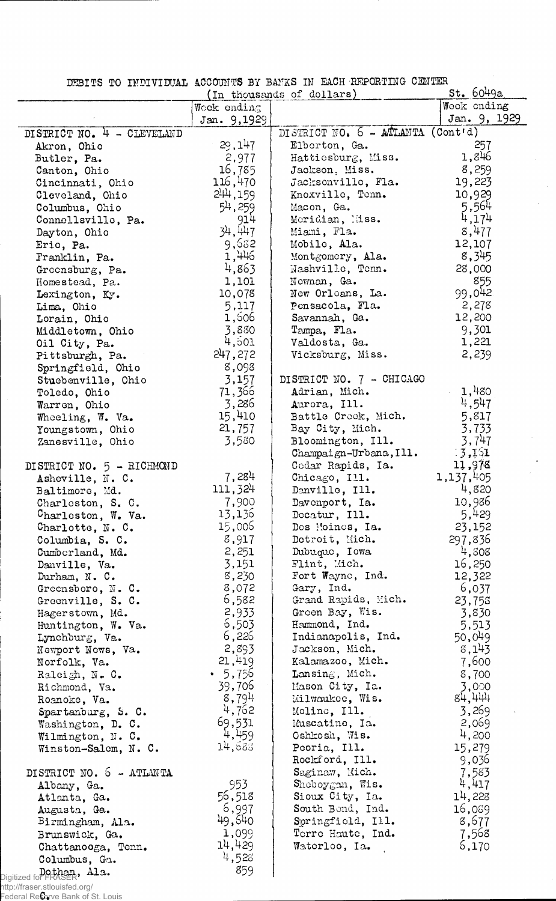St. 6049a

DEBITS TO INDIVIDUAL ACCOUNTS BY BANKS IN EACH REPORTING CENTER
(In thousands of dollars)

| | Week ending Jan. 9, 1929 | | Week ending Jan. 9, 1929 |
|---|---|---|---|
| DISTRICT NO. 4 - CLEVELAND | | DISTRICT NO. 6 - ATLANTA (Cont'd) | |
| Akron, Ohio | 29,147 | Elberton, Ga. | 257 |
| Butler, Pa. | 2,977 | Hattiesburg, Miss. | 1,846 |
| Canton, Ohio | 16,785 | Jackson, Miss. | 8,259 |
| Cincinnati, Ohio | 116,470 | Jacksonville, Fla. | 19,223 |
| Cleveland, Ohio | 244,159 | Knoxville, Tenn. | 10,929 |
| Columbus, Ohio | 54,259 | Macon, Ga. | 5,564 |
| Connellsville, Pa. | 914 | Meridian, Miss. | 4,174 |
| Dayton, Ohio | 34,447 | Miami, Fla. | 8,477 |
| Erie, Pa. | 9,682 | Mobile, Ala. | 12,107 |
| Franklin, Pa. | 1,446 | Montgomery, Ala. | 8,345 |
| Greensburg, Pa. | 4,863 | Nashville, Tenn. | 28,000 |
| Homestead, Pa. | 1,101 | Newman, Ga. | 855 |
| Lexington, Ky. | 10,078 | New Orleans, La. | 99,042 |
| Lima, Ohio | 5,117 | Pensacola, Fla. | 2,278 |
| Lorain, Ohio | 1,606 | Savannah, Ga. | 12,200 |
| Middletown, Ohio | 3,880 | Tampa, Fla. | 9,301 |
| Oil City, Pa. | 4,501 | Valdosta, Ga. | 1,221 |
| Pittsburgh, Pa. | 247,272 | Vicksburg, Miss. | 2,239 |
| Springfield, Ohio | 8,098 | | |
| Steubenville, Ohio | 3,157 | DISTRICT NO. 7 - CHICAGO | |
| Toledo, Ohio | 71,366 | Adrian, Mich. | 1,480 |
| Warren, Ohio | 3,286 | Aurora, Ill. | 4,547 |
| Wheeling, W. Va. | 15,410 | Battle Creek, Mich. | 5,817 |
| Youngstown, Ohio | 21,757 | Bay City, Mich. | 3,733 |
| Zanesville, Ohio | 3,580 | Bloomington, Ill. | 3,747 |
| | | Champaign-Urbana, Ill. | 3,151 |
| DISTRICT NO. 5 - RICHMOND | | Cedar Rapids, Ia. | 11,978 |
| Asheville, N. C. | 7,284 | Chicago, Ill. | 1,137,405 |
| Baltimore, Md. | 111,324 | Danville, Ill. | 4,820 |
| Charleston, S. C. | 7,900 | Davenport, Ia. | 10,986 |
| Charleston, W. Va. | 13,136 | Decatur, Ill. | 5,429 |
| Charlotte, N. C. | 15,006 | Des Moines, Ia. | 23,152 |
| Columbia, S. C. | 8,917 | Detroit, Mich. | 297,836 |
| Cumberland, Md. | 2,251 | Dubuque, Iowa | 4,808 |
| Danville, Va. | 3,151 | Flint, Mich. | 16,250 |
| Durham, N. C. | 8,230 | Fort Wayne, Ind. | 12,322 |
| Greensboro, N. C. | 8,072 | Gary, Ind. | 6,037 |
| Greenville, S. C. | 6,582 | Grand Rapids, Mich. | 23,758 |
| Hagerstown, Md. | 2,933 | Green Bay, Wis. | 3,830 |
| Huntington, W. Va. | 6,503 | Hammond, Ind. | 5,513 |
| Lynchburg, Va. | 6,226 | Indianapolis, Ind. | 50,049 |
| Newport News, Va. | 2,893 | Jackson, Mich. | 8,143 |
| Norfolk, Va. | 21,419 | Kalamazoo, Mich. | 7,600 |
| Raleigh, N. C. | 5,756 | Lansing, Mich. | 8,700 |
| Richmond, Va. | 39,706 | Mason City, Ia. | 3,000 |
| Roanoke, Va. | 8,794 | Milwaukee, Wis. | 84,444 |
| Spartanburg, S. C. | 4,762 | Moline, Ill. | 3,269 |
| Washington, D. C. | 69,531 | Muscatine, Ia. | 2,069 |
| Wilmington, N. C. | 4,459 | Oshkosh, Wis. | 4,200 |
| Winston-Salem, N. C. | 14,683 | Peoria, Ill. | 15,279 |
| | | Rockford, Ill. | 9,036 |
| DISTRICT NO. 6 - ATLANTA | | Saginaw, Mich. | 7,583 |
| Albany, Ga. | 953 | Sheboygan, Wis. | 4,417 |
| Atlanta, Ga. | 56,518 | Sioux City, Ia. | 14,228 |
| Augusta, Ga. | 6,997 | South Bend, Ind. | 16,069 |
| Birmingham, Ala. | 49,640 | Springfield, Ill. | 8,677 |
| Brunswick, Ga. | 1,099 | Terre Haute, Ind. | 7,568 |
| Chattanooga, Tenn. | 14,429 | Waterloo, Ia. | 6,170 |
| Columbus, Ga. | 4,528 | | |
| Dothan, Ala. | 859 | | |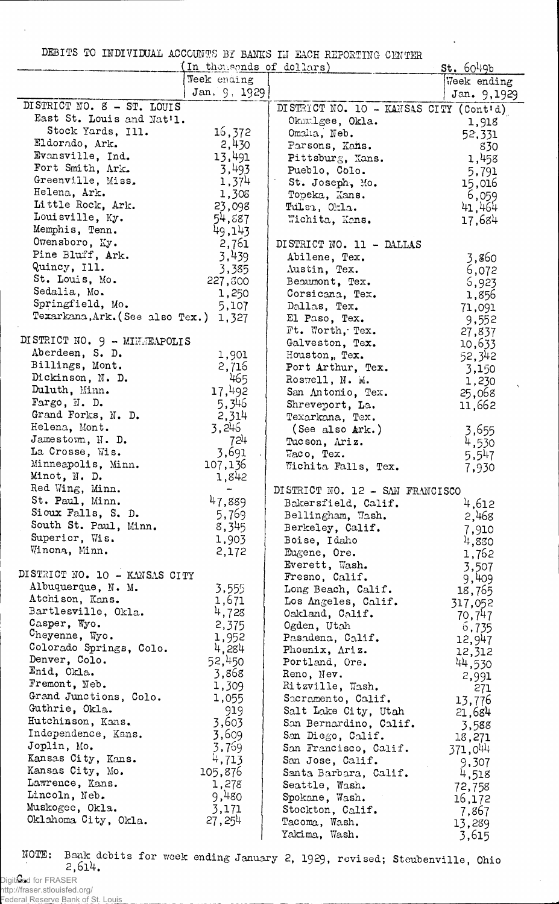DEBITS TO INDIVIDUAL ACCOUNTS BY BANKS IN EACH REPORTING CENTER

(In thousands of dollars)

St. 6049b

| | Week ending Jan. 9, 1929 | | Week ending Jan. 9, 1929 |
|---|---|---|---|
| **DISTRICT NO. 8 - ST. LOUIS** | | **DISTRICT NO. 10 - KANSAS CITY (Cont'd)** | |
| East St. Louis and Nat'l. Stock Yards, Ill. | 16,372 | Okmulgee, Okla. | 1,918 |
| Eldorado, Ark. | 2,430 | Omaha, Neb. | 52,331 |
| Evansville, Ind. | 13,491 | Parsons, Kans. | 830 |
| Fort Smith, Ark. | 3,493 | Pittsburg, Kans. | 1,458 |
| Greenville, Miss. | 1,374 | Pueblo, Colo. | 5,791 |
| Helena, Ark. | 1,308 | St. Joseph, Mo. | 15,016 |
| Little Rock, Ark. | 23,098 | Topeka, Kans. | 6,059 |
| Louisville, Ky. | 54,887 | Tulsa, Okla. | 41,464 |
| Memphis, Tenn. | 49,143 | Wichita, Kans. | 17,684 |
| Owensboro, Ky. | 2,761 | | |
| Pine Bluff, Ark. | 3,439 | **DISTRICT NO. 11 - DALLAS** | |
| Quincy, Ill. | 3,385 | Abilene, Tex. | 3,860 |
| St. Louis, Mo. | 227,800 | Austin, Tex. | 6,072 |
| Sedalia, Mo. | 1,250 | Beaumont, Tex. | 6,923 |
| Springfield, Mo. | 5,107 | Corsicana, Tex. | 1,856 |
| Texarkana, Ark. (See also Tex.) | 1,327 | Dallas, Tex. | 71,091 |
| | | El Paso, Tex. | 9,552 |
| **DISTRICT NO. 9 - MINNEAPOLIS** | | Ft. Worth, Tex. | 27,837 |
| Aberdeen, S. D. | 1,901 | Galveston, Tex. | 10,633 |
| Billings, Mont. | 2,716 | Houston, Tex. | 52,342 |
| Dickinson, N. D. | 465 | Port Arthur, Tex. | 3,150 |
| Duluth, Minn. | 17,492 | Roswell, N. M. | 1,230 |
| Fargo, N. D. | 5,346 | San Antonio, Tex. | 25,068 |
| Grand Forks, N. D. | 2,314 | Shreveport, La. | 11,662 |
| Helena, Mont. | 3,246 | Texarkana, Tex. (See also Ark.) | 3,655 |
| Jamestown, N. D. | 724 | Tucson, Ariz. | 4,530 |
| La Crosse, Wis. | 3,691 | Waco, Tex. | 5,547 |
| Minneapolis, Minn. | 107,136 | Wichita Falls, Tex. | 7,930 |
| Minot, N. D. | 1,842 | | |
| Red Wing, Minn. | - | **DISTRICT NO. 12 - SAN FRANCISCO** | |
| St. Paul, Minn. | 47,889 | Bakersfield, Calif. | 4,612 |
| Sioux Falls, S. D. | 5,769 | Bellingham, Wash. | 2,468 |
| South St. Paul, Minn. | 8,345 | Berkeley, Calif. | 7,910 |
| Superior, Wis. | 1,903 | Boise, Idaho | 4,880 |
| Winona, Minn. | 2,172 | Eugene, Ore. | 1,762 |
| | | Everett, Wash. | 3,507 |
| **DISTRICT NO. 10 - KANSAS CITY** | | Fresno, Calif. | 9,409 |
| Albuquerque, N. M. | 3,555 | Long Beach, Calif. | 18,765 |
| Atchison, Kans. | 1,671 | Los Angeles, Calif. | 317,052 |
| Bartlesville, Okla. | 4,728 | Oakland, Calif. | 70,747 |
| Casper, Wyo. | 2,375 | Ogden, Utah | 6,735 |
| Cheyenne, Wyo. | 1,952 | Pasadena, Calif. | 12,947 |
| Colorado Springs, Colo. | 4,284 | Phoenix, Ariz. | 12,312 |
| Denver, Colo. | 52,450 | Portland, Ore. | 44,530 |
| Enid, Okla. | 3,868 | Reno, Nev. | 2,991 |
| Fremont, Neb. | 1,309 | Ritzville, Wash. | 271 |
| Grand Junctions, Colo. | 1,055 | Sacramento, Calif. | 13,776 |
| Guthrie, Okla. | 919 | Salt Lake City, Utah | 21,684 |
| Hutchinson, Kans. | 3,603 | San Bernardino, Calif. | 3,588 |
| Independence, Kans. | 3,609 | San Diego, Calif. | 18,271 |
| Joplin, Mo. | 3,769 | San Francisco, Calif. | 371,044 |
| Kansas City, Kans. | 4,713 | San Jose, Calif. | 9,307 |
| Kansas City, Mo. | 105,876 | Santa Barbara, Calif. | 4,518 |
| Lawrence, Kans. | 1,278 | Seattle, Wash. | 72,758 |
| Lincoln, Neb. | 9,480 | Spokane, Wash. | 16,172 |
| Muskogee, Okla. | 3,171 | Stockton, Calif. | 7,867 |
| Oklahoma City, Okla. | 27,254 | Tacoma, Wash. | 13,289 |
| | | Yakima, Wash. | 3,615 |

NOTE: Bank debits for week ending January 2, 1929, revised; Steubenville, Ohio 2,614.